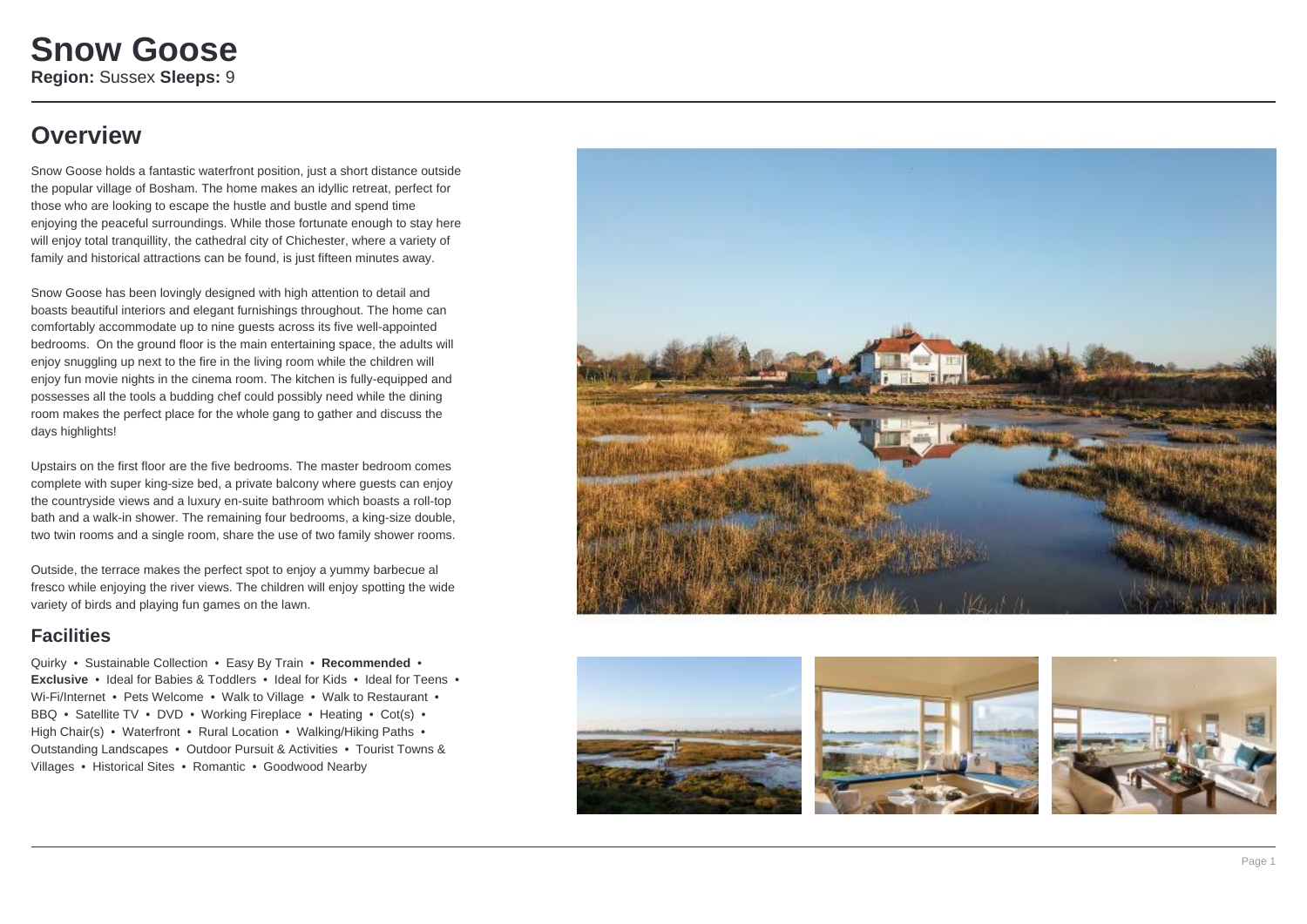# Snow Goose

**Region:** Sussex **Sleeps:** 9

## Overview

Snow Goose holds a fantastic waterfront position, just a short distance outside the popular village of Bosham. The home makes an idyllic retreat, perfect for those who are looking to escape the hustle and bustle and spend time enjoying the peaceful surroundings. While those fortunate enough to stay here will enjoy total tranquillity, the cathedral city of Chichester, where a variety of family and historical attractions can be found, is just fifteen minutes away.

Snow Goose has been lovingly designed with high attention to detail and boasts beautiful interiors and elegant furnishings throughout. The home can comfortably accommodate up to nine guests across its five well-appointed bedrooms. On the ground floor is the main entertaining space, the adults will enjoy snuggling up next to the fire in the living room while the children will enjoy fun movie nights in the cinema room. The kitchen is fully-equipped and possesses all the tools a budding chef could possibly need while the dining room makes the perfect place for the whole gang to gather and discuss the days highlights!

Upstairs on the first floor are the five bedrooms. The master bedroom comes complete with super king-size bed, a private balcony where guests can enjoy the countryside views and a luxury en-suite bathroom which boasts a roll-top bath and a walk-in shower. The remaining four bedrooms, a king-size double, two twin rooms and a single room, share the use of two family shower rooms.

Outside, the terrace makes the perfect spot to enjoy a yummy barbecue al fresco while enjoying the river views. The children will enjoy spotting the wide variety of birds and playing fun games on the lawn.

## Facilities

Quirky • Sustainable Collection • Easy By Train • **Recommended** • **Exclusive** • Ideal for Babies & Toddlers • Ideal for Kids • Ideal for Teens • Wi-Fi/Internet • Pets Welcome • Walk to Village • Walk to Restaurant • BBQ • Satellite TV • DVD • Working Fireplace • Heating • Cot(s) • High Chair(s) • Waterfront • Rural Location • Walking/Hiking Paths • Outstanding Landscapes • Outdoor Pursuit & Activities • Tourist Towns & Villages • Historical Sites • Romantic • Goodwood Nearby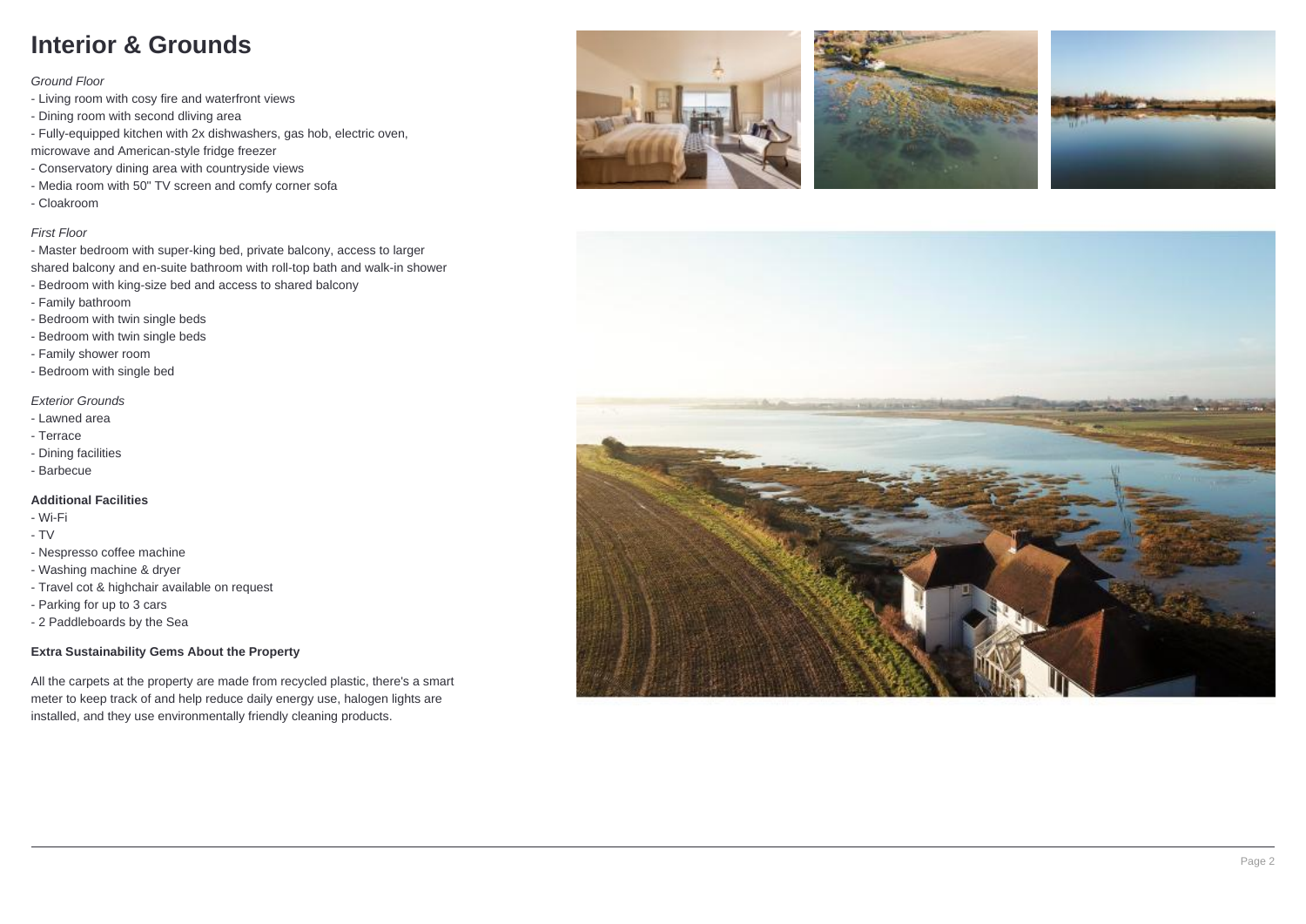# Interior & Grounds

*Ground Floor*

- Living room with cosy fire and waterfront views
- Dining room with second dliving area
- Fully-equipped kitchen with 2x dishwashers, gas hob, electric oven, microwave and American-style fridge freezer
- Conservatory dining area with countryside views
- Media room with 50" TV screen and comfy corner sofa
- Cloakroom

*First Floor*

- Master bedroom with super-king bed, private balcony, access to larger shared balcony and en-suite bathroom with roll-top bath and walk-in shower
- Bedroom with king-size bed and access to shared balcony
- Family bathroom
- Bedroom with twin single beds
- Bedroom with twin single beds
- Family shower room
- Bedroom with single bed

*Exterior Grounds*

- Lawned area
- Terrace
- Dining facilities
- Barbecue

**Additional Facilities**

- Wi-Fi
- TV
- Nespresso coffee machine
- Washing machine & dryer
- Travel cot & highchair available on request
- Parking for up to 3 cars
- 2 Paddleboards by the Sea

**Extra Sustainability Gems About the Property**

All the carpets at the property are made from recycled plastic, there's a smart meter to keep track of and help reduce daily energy use, halogen lights are installed, and they use environmentally friendly cleaning products.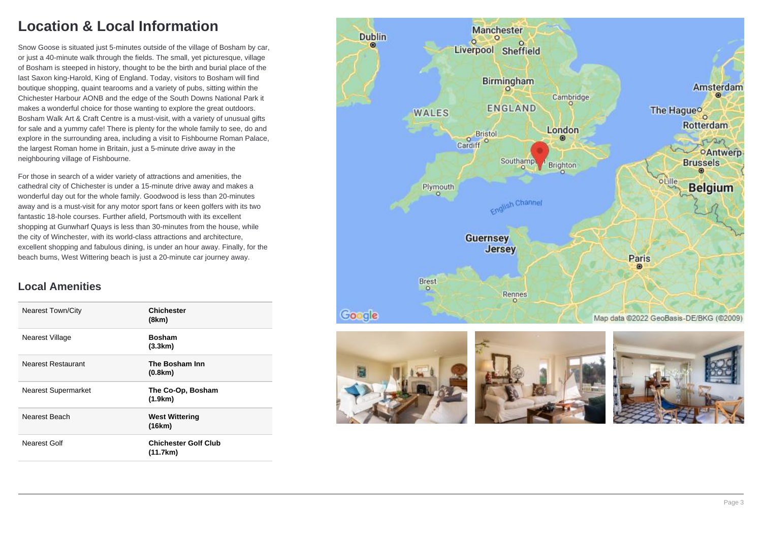# Location & Local Information

Snow Goose is situated just 5-minutes outside of the village of Bosham by car, or just a 40-minute walk through the fields. The small, yet picturesque, village of Bosham is steeped in history, thought to be the birth and burial place of the last Saxon king-Harold, King of England. Today, visitors to Bosham will find boutique shopping, quaint tearooms and a variety of pubs, sitting within the Chichester Harbour AONB and the edge of the South Downs National Park it makes a wonderful choice for those wanting to explore the great outdoors. Bosham Walk Art & Craft Centre is a must-visit, with a variety of unusual gifts for sale and a yummy cafe! There is plenty for the whole family to see, do and explore in the surrounding area, including a visit to Fishbourne Roman Palace, the largest Roman home in Britain, just a 5-minute drive away in the neighbouring village of Fishbourne.

For those in search of a wider variety of attractions and amenities, the cathedral city of Chichester is under a 15-minute drive away and makes a wonderful day out for the whole family. Goodwood is less than 20-minutes away and is a must-visit for any motor sport fans or keen golfers with its two fantastic 18-hole courses. Further afield, Portsmouth with its excellent shopping at Gunwharf Quays is less than 30-minutes from the house, while the city of Winchester, with its world-class attractions and architecture, excellent shopping and fabulous dining, is under an hour away. Finally, for the beach bums, West Wittering beach is just a 20-minute car journey away.

## Local Amenities

| | |
|---|---|
| Nearest Town/City | **Chichester (8km)** |
| Nearest Village | **Bosham (3.3km)** |
| Nearest Restaurant | **The Bosham Inn (0.8km)** |
| Nearest Supermarket | **The Co-Op, Bosham (1.9km)** |
| Nearest Beach | **West Wittering (16km)** |
| Nearest Golf | **Chichester Golf Club (11.7km)** |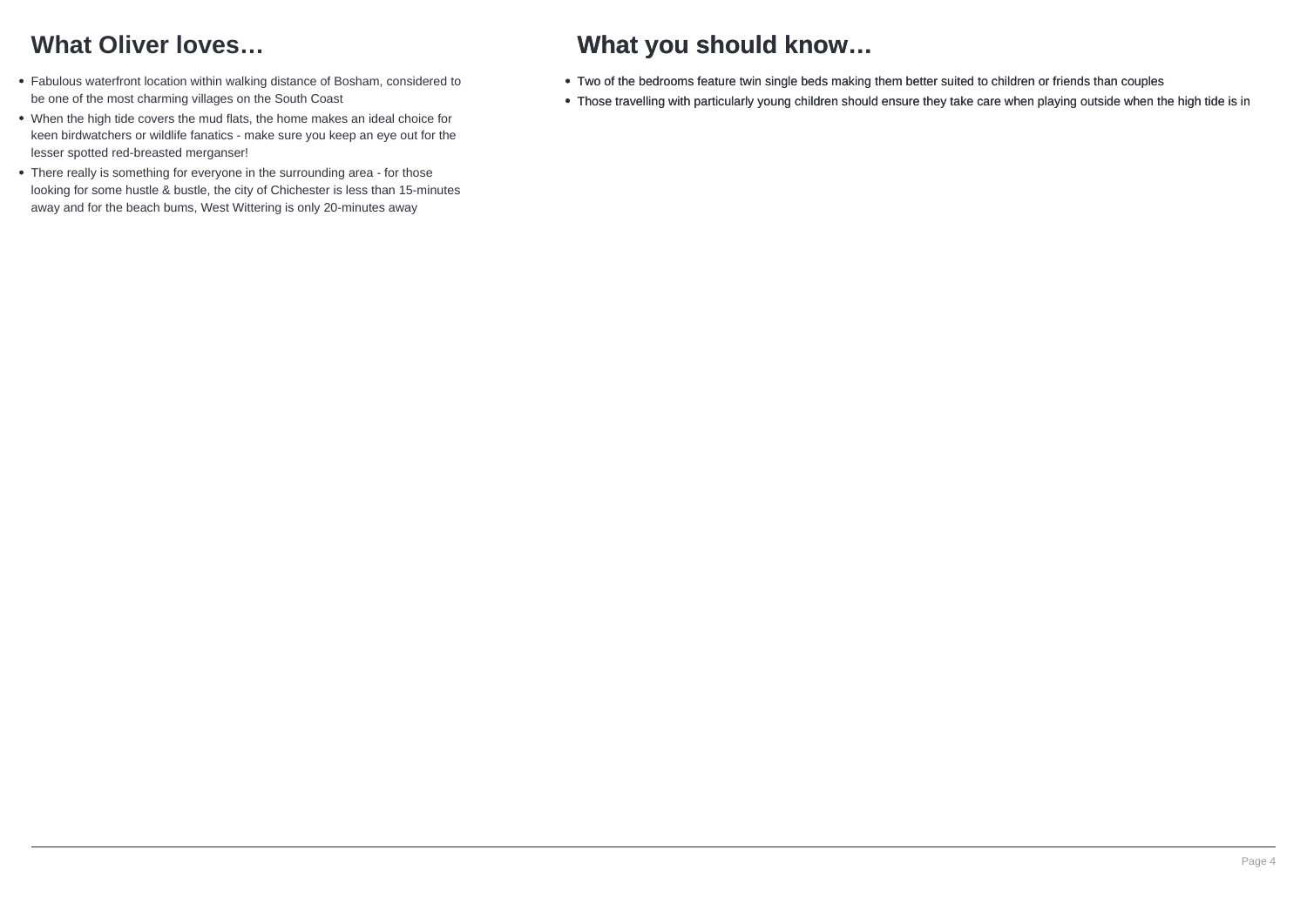## What Oliver loves…

- Fabulous waterfront location within walking distance of Bosham, considered to be one of the most charming villages on the South Coast
- When the high tide covers the mud flats, the home makes an ideal choice for keen birdwatchers or wildlife fanatics - make sure you keep an eye out for the lesser spotted red-breasted merganser!
- There really is something for everyone in the surrounding area - for those looking for some hustle & bustle, the city of Chichester is less than 15-minutes away and for the beach bums, West Wittering is only 20-minutes away

## What you should know…

- Two of the bedrooms feature twin single beds making them better suited to children or friends than couples
- Those travelling with particularly young children should ensure they take care when playing outside when the high tide is in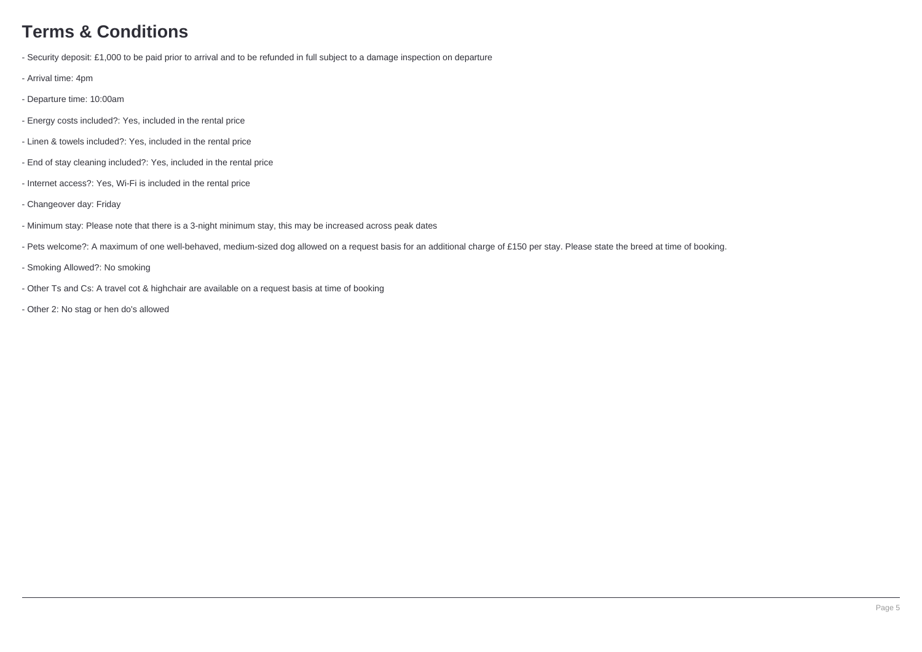# Terms & Conditions

- Security deposit: £1,000 to be paid prior to arrival and to be refunded in full subject to a damage inspection on departure
- Arrival time: 4pm
- Departure time: 10:00am
- Energy costs included?: Yes, included in the rental price
- Linen & towels included?: Yes, included in the rental price
- End of stay cleaning included?: Yes, included in the rental price
- Internet access?: Yes, Wi-Fi is included in the rental price
- Changeover day: Friday
- Minimum stay: Please note that there is a 3-night minimum stay, this may be increased across peak dates
- Pets welcome?: A maximum of one well-behaved, medium-sized dog allowed on a request basis for an additional charge of £150 per stay. Please state the breed at time of booking.
- Smoking Allowed?: No smoking
- Other Ts and Cs: A travel cot & highchair are available on a request basis at time of booking
- Other 2: No stag or hen do's allowed